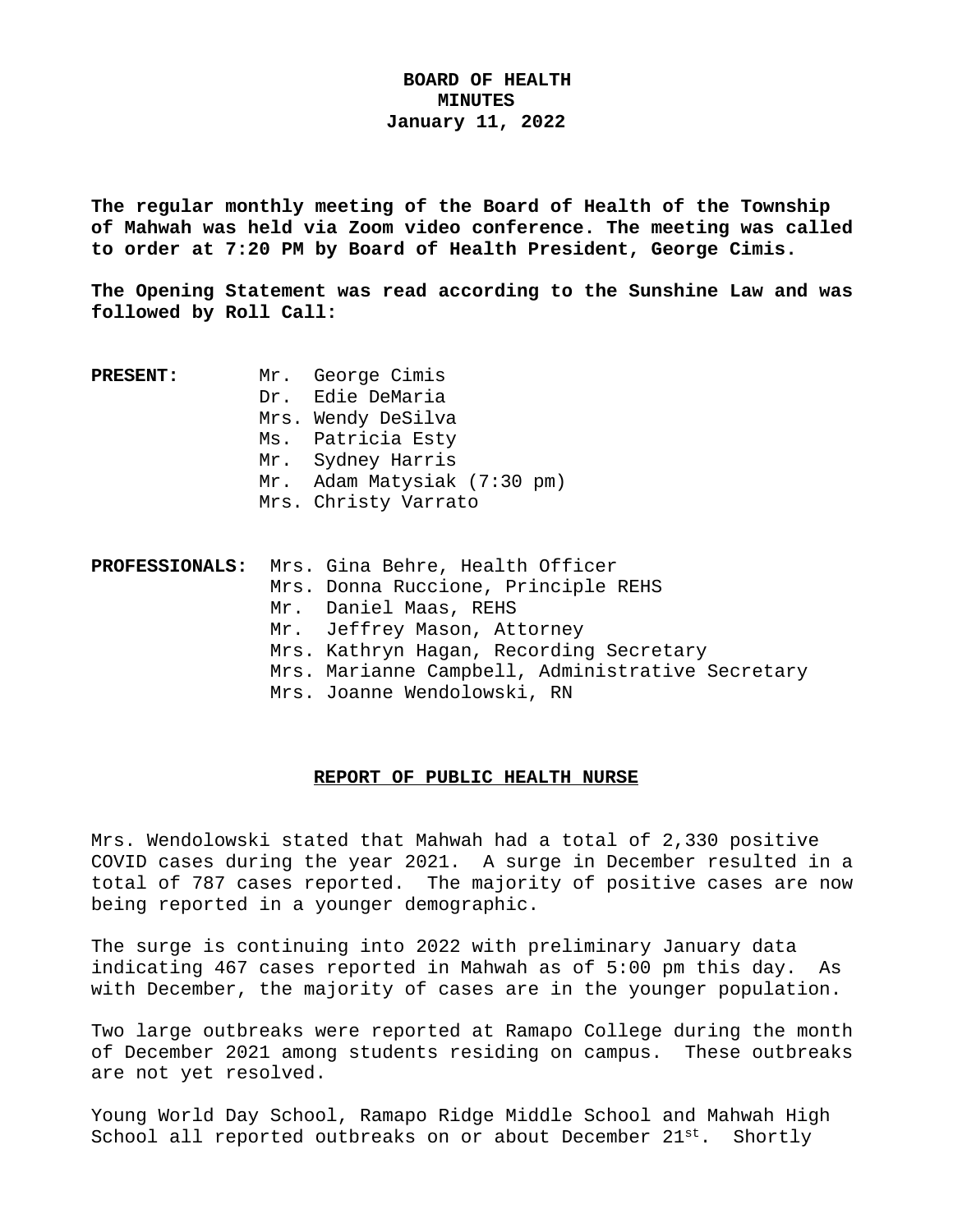# BOARD OF HEALTH
## MINUTES
### January 11, 2022

**The regular monthly meeting of the Board of Health of the Township of Mahwah was held via Zoom video conference. The meeting was called to order at 7:20 PM by Board of Health President, George Cimis.**

**The Opening Statement was read according to the Sunshine Law and was followed by Roll Call:**

**PRESENT:**
- Mr. George Cimis
- Dr. Edie DeMaria
- Mrs. Wendy DeSilva
- Ms. Patricia Esty
- Mr. Sydney Harris
- Mr. Adam Matysiak (7:30 pm)
- Mrs. Christy Varrato

**PROFESSIONALS:**
- Mrs. Gina Behre, Health Officer
- Mrs. Donna Ruccione, Principle REHS
- Mr. Daniel Maas, REHS
- Mr. Jeffrey Mason, Attorney
- Mrs. Kathryn Hagan, Recording Secretary
- Mrs. Marianne Campbell, Administrative Secretary
- Mrs. Joanne Wendolowski, RN

## REPORT OF PUBLIC HEALTH NURSE

Mrs. Wendolowski stated that Mahwah had a total of 2,330 positive COVID cases during the year 2021. A surge in December resulted in a total of 787 cases reported. The majority of positive cases are now being reported in a younger demographic.

The surge is continuing into 2022 with preliminary January data indicating 467 cases reported in Mahwah as of 5:00 pm this day. As with December, the majority of cases are in the younger population.

Two large outbreaks were reported at Ramapo College during the month of December 2021 among students residing on campus. These outbreaks are not yet resolved.

Young World Day School, Ramapo Ridge Middle School and Mahwah High School all reported outbreaks on or about December 21st. Shortly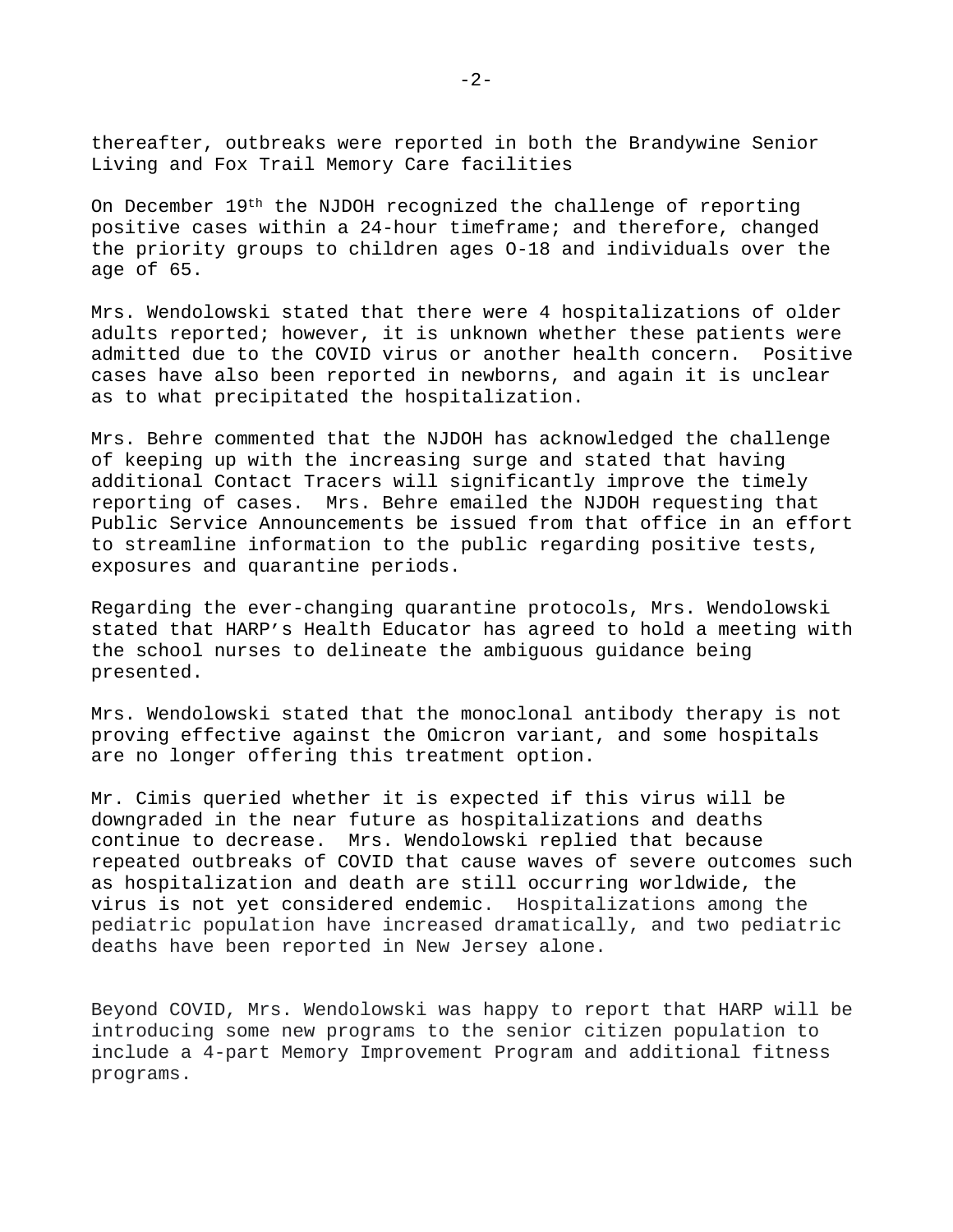thereafter, outbreaks were reported in both the Brandywine Senior Living and Fox Trail Memory Care facilities

On December 19th the NJDOH recognized the challenge of reporting positive cases within a 24-hour timeframe; and therefore, changed the priority groups to children ages O-18 and individuals over the age of 65.

Mrs. Wendolowski stated that there were 4 hospitalizations of older adults reported; however, it is unknown whether these patients were admitted due to the COVID virus or another health concern. Positive cases have also been reported in newborns, and again it is unclear as to what precipitated the hospitalization.

Mrs. Behre commented that the NJDOH has acknowledged the challenge of keeping up with the increasing surge and stated that having additional Contact Tracers will significantly improve the timely reporting of cases. Mrs. Behre emailed the NJDOH requesting that Public Service Announcements be issued from that office in an effort to streamline information to the public regarding positive tests, exposures and quarantine periods.

Regarding the ever-changing quarantine protocols, Mrs. Wendolowski stated that HARP's Health Educator has agreed to hold a meeting with the school nurses to delineate the ambiguous guidance being presented.

Mrs. Wendolowski stated that the monoclonal antibody therapy is not proving effective against the Omicron variant, and some hospitals are no longer offering this treatment option.

Mr. Cimis queried whether it is expected if this virus will be downgraded in the near future as hospitalizations and deaths continue to decrease. Mrs. Wendolowski replied that because repeated outbreaks of COVID that cause waves of severe outcomes such as hospitalization and death are still occurring worldwide, the virus is not yet considered endemic. Hospitalizations among the pediatric population have increased dramatically, and two pediatric deaths have been reported in New Jersey alone.

Beyond COVID, Mrs. Wendolowski was happy to report that HARP will be introducing some new programs to the senior citizen population to include a 4-part Memory Improvement Program and additional fitness programs.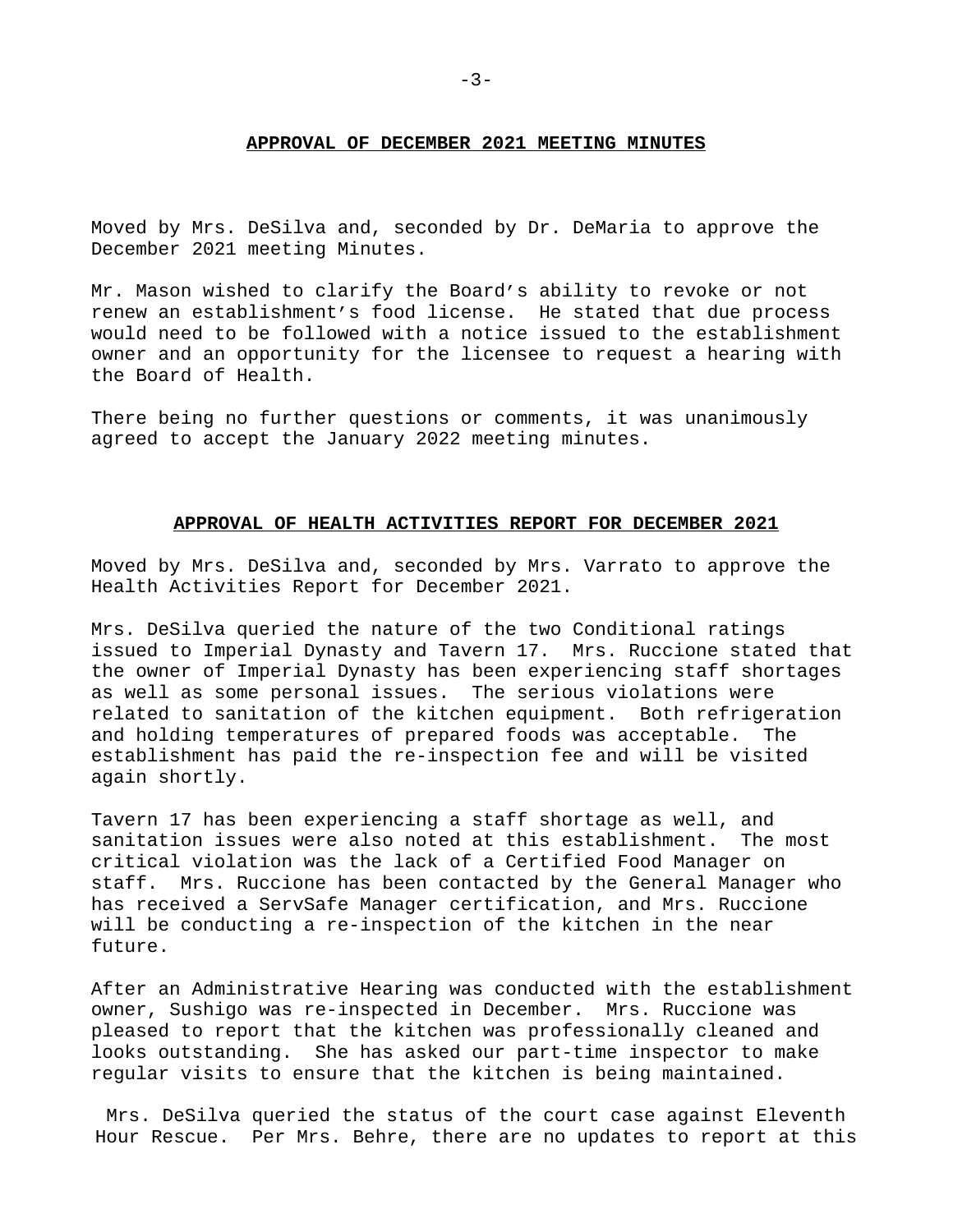## APPROVAL OF DECEMBER 2021 MEETING MINUTES

Moved by Mrs. DeSilva and, seconded by Dr. DeMaria to approve the December 2021 meeting Minutes.

Mr. Mason wished to clarify the Board's ability to revoke or not renew an establishment's food license. He stated that due process would need to be followed with a notice issued to the establishment owner and an opportunity for the licensee to request a hearing with the Board of Health.

There being no further questions or comments, it was unanimously agreed to accept the January 2022 meeting minutes.

## APPROVAL OF HEALTH ACTIVITIES REPORT FOR DECEMBER 2021

Moved by Mrs. DeSilva and, seconded by Mrs. Varrato to approve the Health Activities Report for December 2021.

Mrs. DeSilva queried the nature of the two Conditional ratings issued to Imperial Dynasty and Tavern 17. Mrs. Ruccione stated that the owner of Imperial Dynasty has been experiencing staff shortages as well as some personal issues. The serious violations were related to sanitation of the kitchen equipment. Both refrigeration and holding temperatures of prepared foods was acceptable. The establishment has paid the re-inspection fee and will be visited again shortly.

Tavern 17 has been experiencing a staff shortage as well, and sanitation issues were also noted at this establishment. The most critical violation was the lack of a Certified Food Manager on staff. Mrs. Ruccione has been contacted by the General Manager who has received a ServSafe Manager certification, and Mrs. Ruccione will be conducting a re-inspection of the kitchen in the near future.

After an Administrative Hearing was conducted with the establishment owner, Sushigo was re-inspected in December. Mrs. Ruccione was pleased to report that the kitchen was professionally cleaned and looks outstanding. She has asked our part-time inspector to make regular visits to ensure that the kitchen is being maintained.

Mrs. DeSilva queried the status of the court case against Eleventh Hour Rescue. Per Mrs. Behre, there are no updates to report at this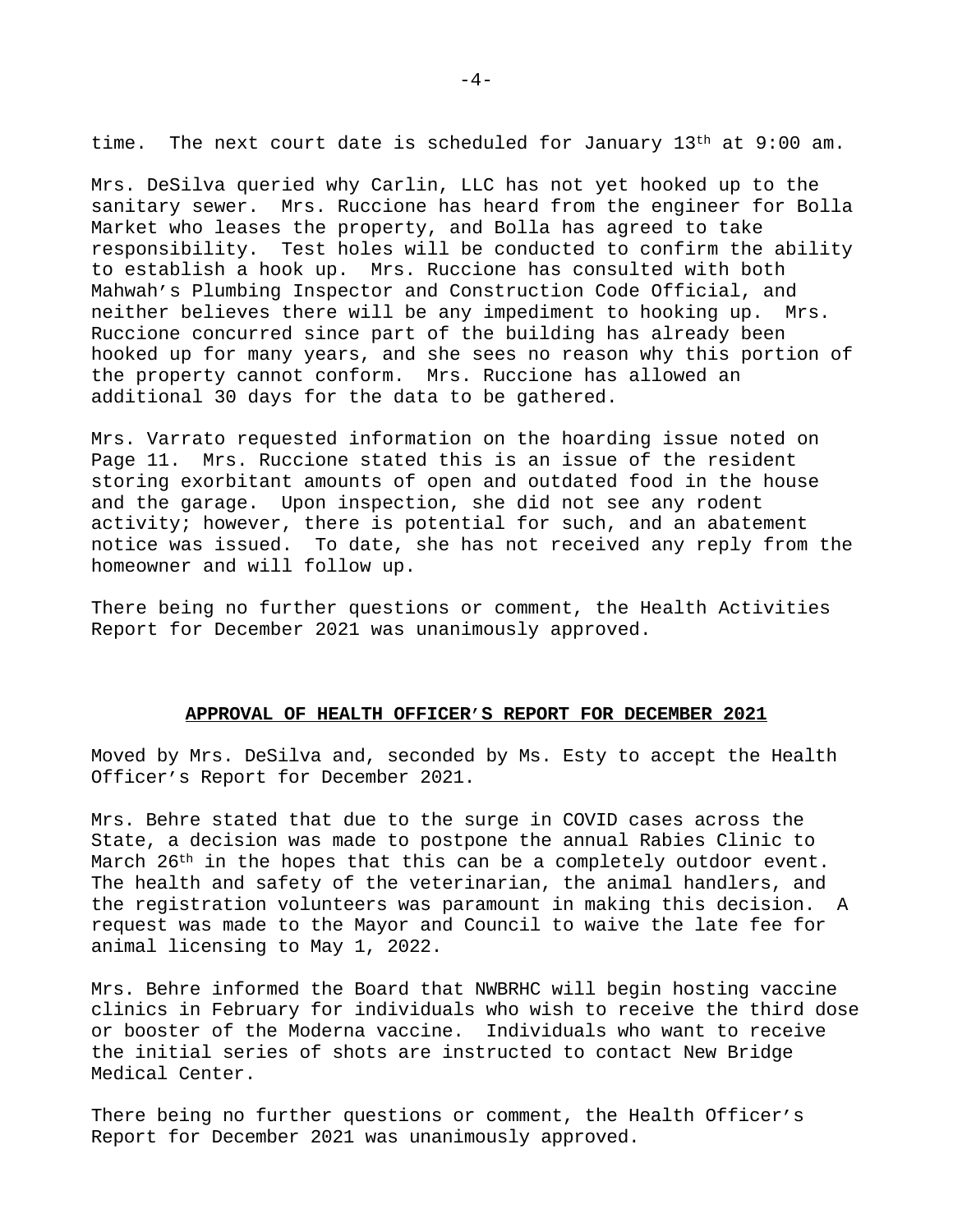time. The next court date is scheduled for January 13th at 9:00 am.

Mrs. DeSilva queried why Carlin, LLC has not yet hooked up to the sanitary sewer. Mrs. Ruccione has heard from the engineer for Bolla Market who leases the property, and Bolla has agreed to take responsibility. Test holes will be conducted to confirm the ability to establish a hook up. Mrs. Ruccione has consulted with both Mahwah's Plumbing Inspector and Construction Code Official, and neither believes there will be any impediment to hooking up. Mrs. Ruccione concurred since part of the building has already been hooked up for many years, and she sees no reason why this portion of the property cannot conform. Mrs. Ruccione has allowed an additional 30 days for the data to be gathered.

Mrs. Varrato requested information on the hoarding issue noted on Page 11. Mrs. Ruccione stated this is an issue of the resident storing exorbitant amounts of open and outdated food in the house and the garage. Upon inspection, she did not see any rodent activity; however, there is potential for such, and an abatement notice was issued. To date, she has not received any reply from the homeowner and will follow up.

There being no further questions or comment, the Health Activities Report for December 2021 was unanimously approved.

## **APPROVAL OF HEALTH OFFICER'S REPORT FOR DECEMBER 2021**

Moved by Mrs. DeSilva and, seconded by Ms. Esty to accept the Health Officer's Report for December 2021.

Mrs. Behre stated that due to the surge in COVID cases across the State, a decision was made to postpone the annual Rabies Clinic to March 26th in the hopes that this can be a completely outdoor event. The health and safety of the veterinarian, the animal handlers, and the registration volunteers was paramount in making this decision. A request was made to the Mayor and Council to waive the late fee for animal licensing to May 1, 2022.

Mrs. Behre informed the Board that NWBRHC will begin hosting vaccine clinics in February for individuals who wish to receive the third dose or booster of the Moderna vaccine. Individuals who want to receive the initial series of shots are instructed to contact New Bridge Medical Center.

There being no further questions or comment, the Health Officer's Report for December 2021 was unanimously approved.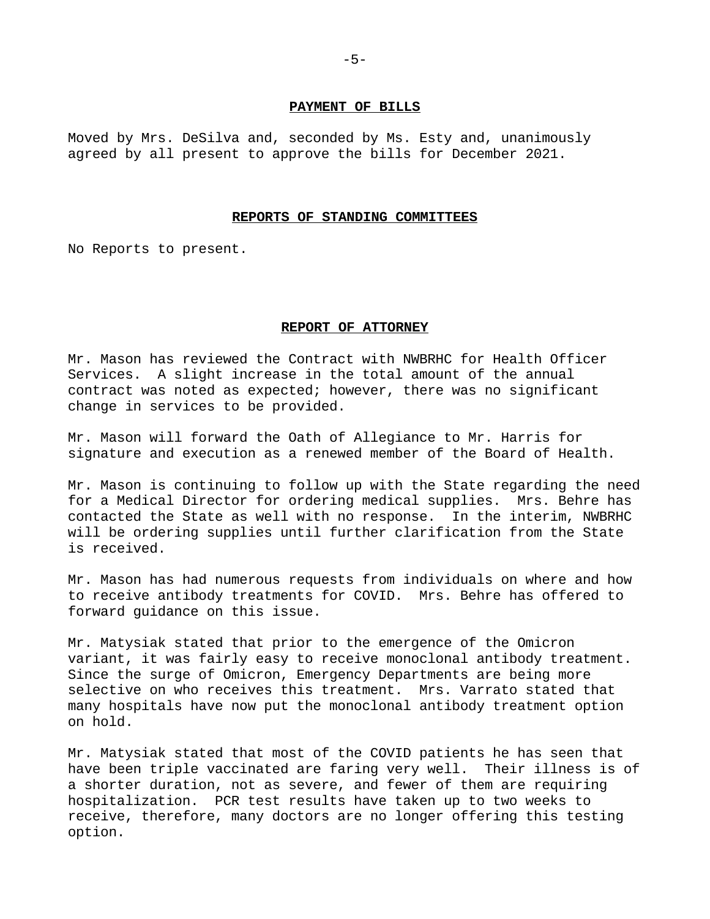## PAYMENT OF BILLS

Moved by Mrs. DeSilva and, seconded by Ms. Esty and, unanimously agreed by all present to approve the bills for December 2021.

## REPORTS OF STANDING COMMITTEES

No Reports to present.

## REPORT OF ATTORNEY

Mr. Mason has reviewed the Contract with NWBRHC for Health Officer Services. A slight increase in the total amount of the annual contract was noted as expected; however, there was no significant change in services to be provided.

Mr. Mason will forward the Oath of Allegiance to Mr. Harris for signature and execution as a renewed member of the Board of Health.

Mr. Mason is continuing to follow up with the State regarding the need for a Medical Director for ordering medical supplies. Mrs. Behre has contacted the State as well with no response. In the interim, NWBRHC will be ordering supplies until further clarification from the State is received.

Mr. Mason has had numerous requests from individuals on where and how to receive antibody treatments for COVID. Mrs. Behre has offered to forward guidance on this issue.

Mr. Matysiak stated that prior to the emergence of the Omicron variant, it was fairly easy to receive monoclonal antibody treatment. Since the surge of Omicron, Emergency Departments are being more selective on who receives this treatment. Mrs. Varrato stated that many hospitals have now put the monoclonal antibody treatment option on hold.

Mr. Matysiak stated that most of the COVID patients he has seen that have been triple vaccinated are faring very well. Their illness is of a shorter duration, not as severe, and fewer of them are requiring hospitalization. PCR test results have taken up to two weeks to receive, therefore, many doctors are no longer offering this testing option.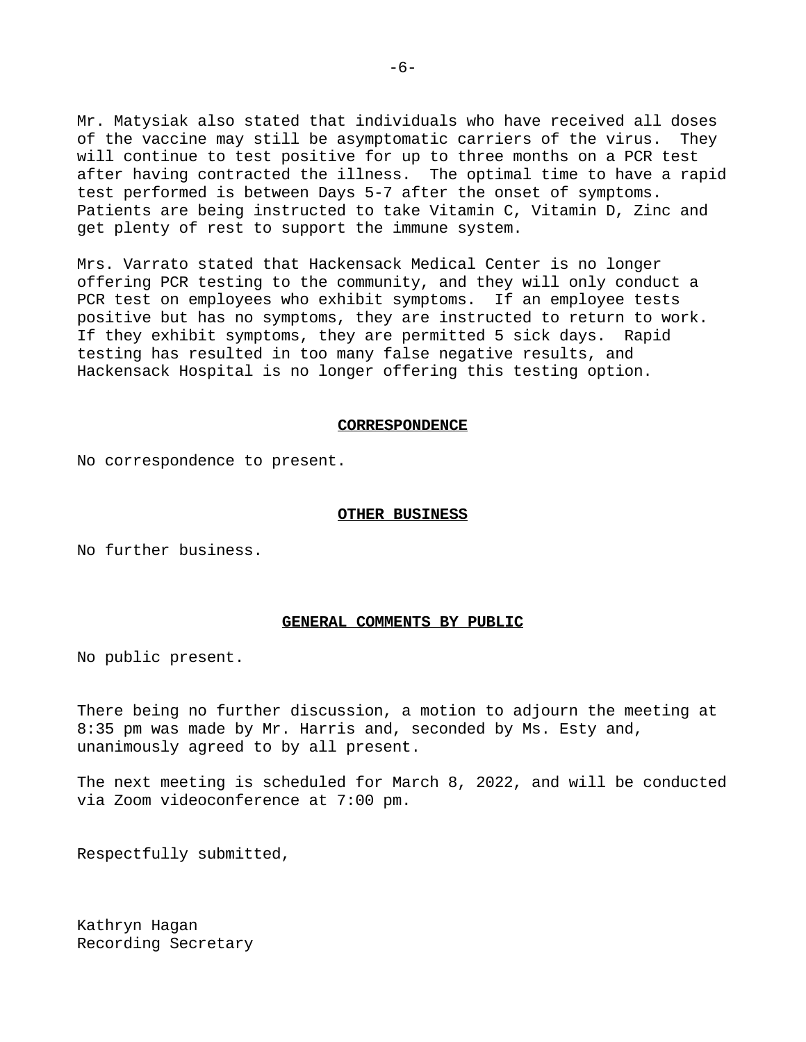Mr. Matysiak also stated that individuals who have received all doses of the vaccine may still be asymptomatic carriers of the virus. They will continue to test positive for up to three months on a PCR test after having contracted the illness. The optimal time to have a rapid test performed is between Days 5-7 after the onset of symptoms. Patients are being instructed to take Vitamin C, Vitamin D, Zinc and get plenty of rest to support the immune system.

Mrs. Varrato stated that Hackensack Medical Center is no longer offering PCR testing to the community, and they will only conduct a PCR test on employees who exhibit symptoms. If an employee tests positive but has no symptoms, they are instructed to return to work. If they exhibit symptoms, they are permitted 5 sick days. Rapid testing has resulted in too many false negative results, and Hackensack Hospital is no longer offering this testing option.

## CORRESPONDENCE

No correspondence to present.

## OTHER BUSINESS

No further business.

## GENERAL COMMENTS BY PUBLIC

No public present.

There being no further discussion, a motion to adjourn the meeting at 8:35 pm was made by Mr. Harris and, seconded by Ms. Esty and, unanimously agreed to by all present.

The next meeting is scheduled for March 8, 2022, and will be conducted via Zoom videoconference at 7:00 pm.

Respectfully submitted,

Kathryn Hagan
Recording Secretary